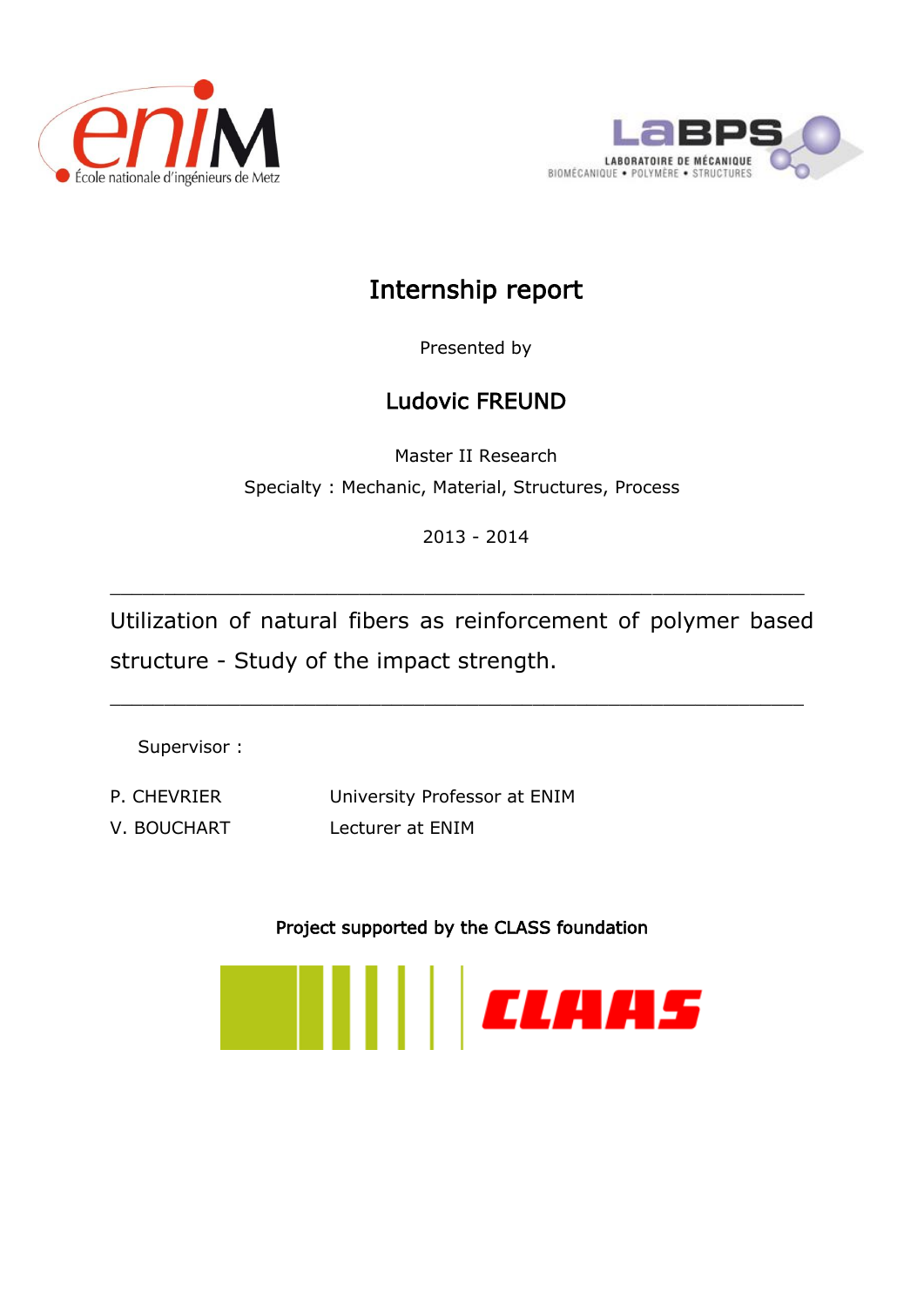# Internship report

Presented by

## Ludovic FREUND

Master II Research

Specialty : Mechanic, Material, Structures, Process

2013 - 2014

---

Utilization of natural fibers as reinforcement of polymer based structure - Study of the impact strength.

---

Supervisor :

| | |
|---|---|
| P. CHEVRIER | University Professor at ENIM |
| V. BOUCHART | Lecturer at ENIM |

Project supported by the CLASS foundation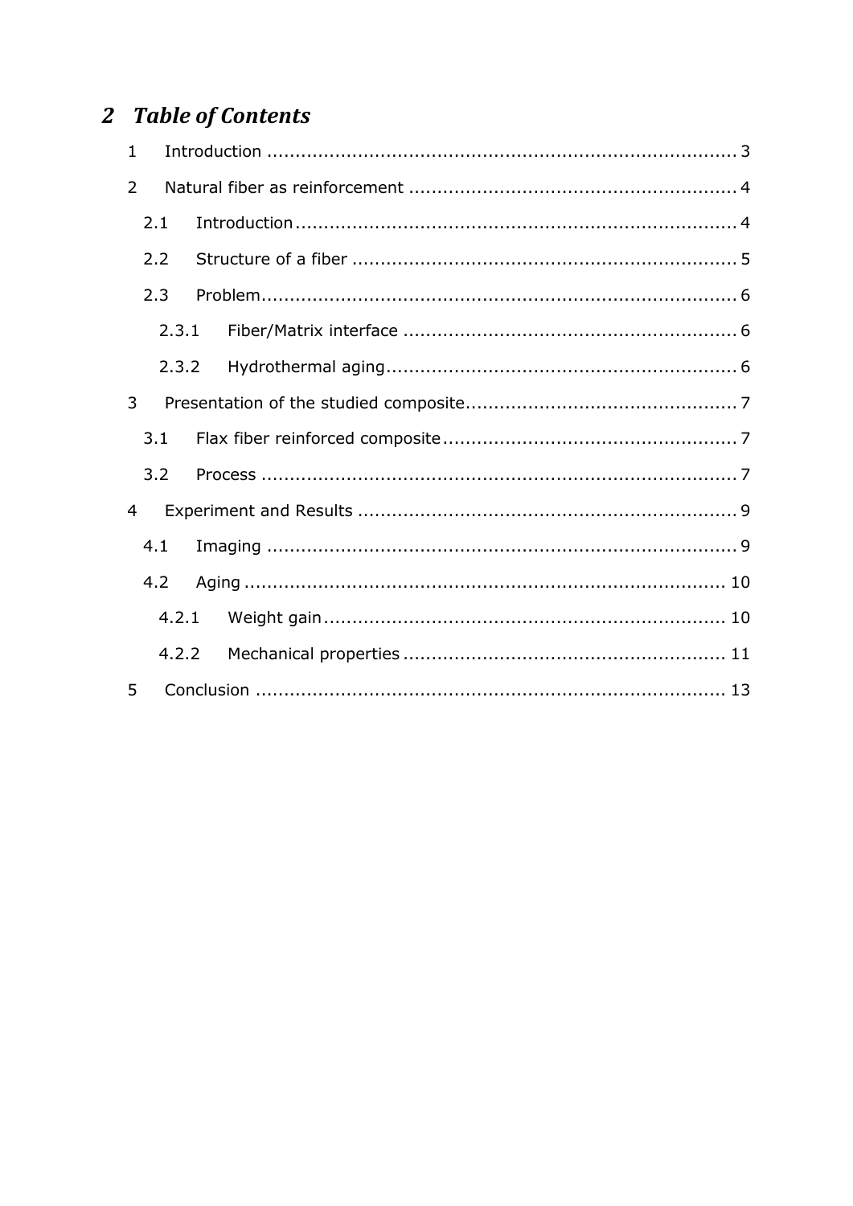## 2 Table of Contents

1 Introduction ........................................................................ 3

2 Natural fiber as reinforcement ........................................................ 4

  2.1 Introduction ........................................................................ 4

  2.2 Structure of a fiber ................................................................ 5

  2.3 Problem ............................................................................. 6

    2.3.1 Fiber/Matrix interface ........................................................ 6

    2.3.2 Hydrothermal aging ............................................................ 6

3 Presentation of the studied composite ................................................ 7

  3.1 Flax fiber reinforced composite ..................................................... 7

  3.2 Process ............................................................................. 7

4 Experiment and Results ............................................................... 9

  4.1 Imaging ............................................................................. 9

  4.2 Aging .............................................................................. 10

    4.2.1 Weight gain .................................................................. 10

    4.2.2 Mechanical properties ........................................................ 11

5 Conclusion .......................................................................... 13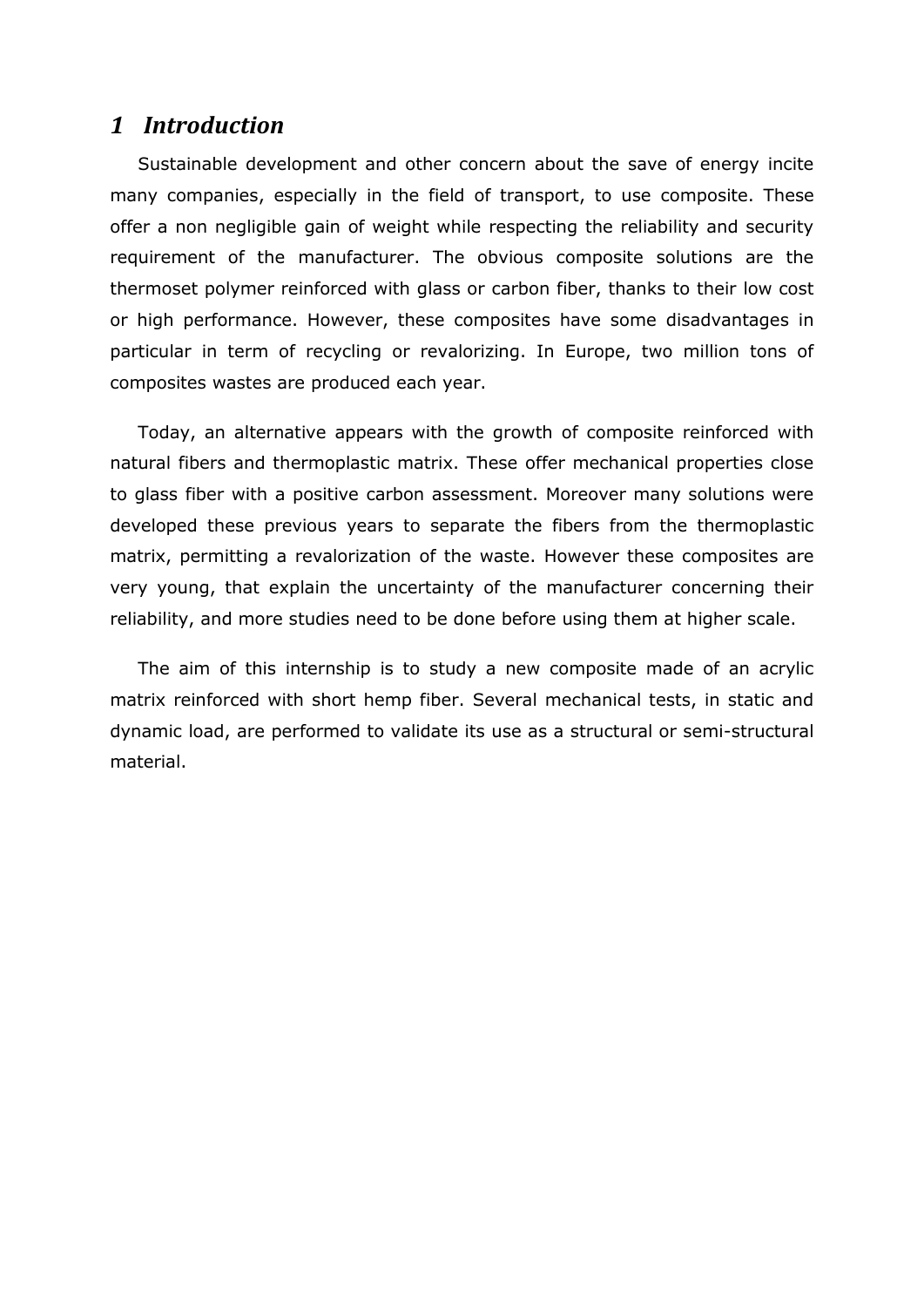# *1 Introduction*

Sustainable development and other concern about the save of energy incite many companies, especially in the field of transport, to use composite. These offer a non negligible gain of weight while respecting the reliability and security requirement of the manufacturer. The obvious composite solutions are the thermoset polymer reinforced with glass or carbon fiber, thanks to their low cost or high performance. However, these composites have some disadvantages in particular in term of recycling or revalorizing. In Europe, two million tons of composites wastes are produced each year.

Today, an alternative appears with the growth of composite reinforced with natural fibers and thermoplastic matrix. These offer mechanical properties close to glass fiber with a positive carbon assessment. Moreover many solutions were developed these previous years to separate the fibers from the thermoplastic matrix, permitting a revalorization of the waste. However these composites are very young, that explain the uncertainty of the manufacturer concerning their reliability, and more studies need to be done before using them at higher scale.

The aim of this internship is to study a new composite made of an acrylic matrix reinforced with short hemp fiber. Several mechanical tests, in static and dynamic load, are performed to validate its use as a structural or semi-structural material.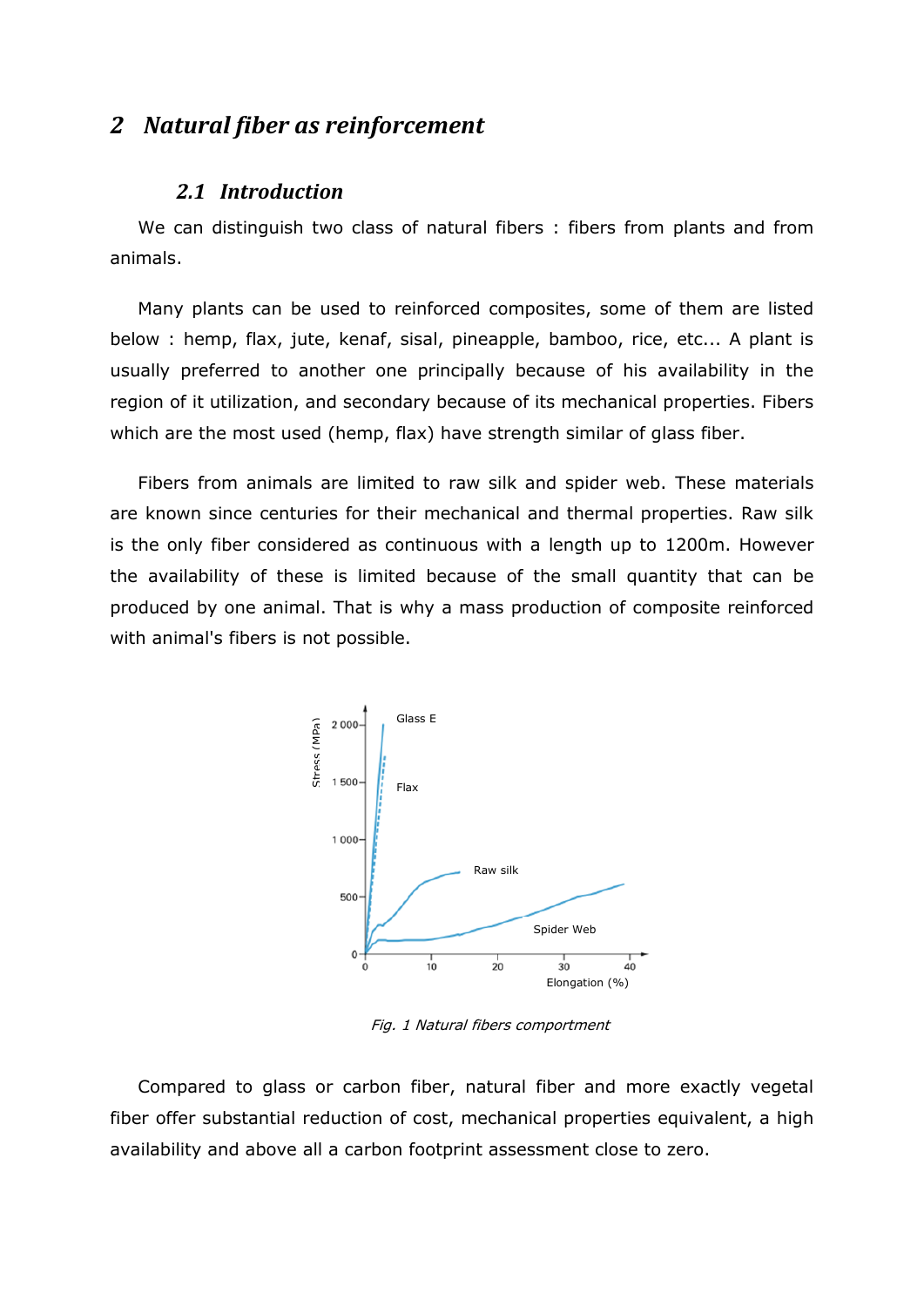# 2 Natural fiber as reinforcement

## 2.1 Introduction

We can distinguish two class of natural fibers : fibers from plants and from animals.

Many plants can be used to reinforced composites, some of them are listed below : hemp, flax, jute, kenaf, sisal, pineapple, bamboo, rice, etc... A plant is usually preferred to another one principally because of his availability in the region of it utilization, and secondary because of its mechanical properties. Fibers which are the most used (hemp, flax) have strength similar of glass fiber.

Fibers from animals are limited to raw silk and spider web. These materials are known since centuries for their mechanical and thermal properties. Raw silk is the only fiber considered as continuous with a length up to 1200m. However the availability of these is limited because of the small quantity that can be produced by one animal. That is why a mass production of composite reinforced with animal's fibers is not possible.

*Fig. 1 Natural fibers comportment*

Compared to glass or carbon fiber, natural fiber and more exactly vegetal fiber offer substantial reduction of cost, mechanical properties equivalent, a high availability and above all a carbon footprint assessment close to zero.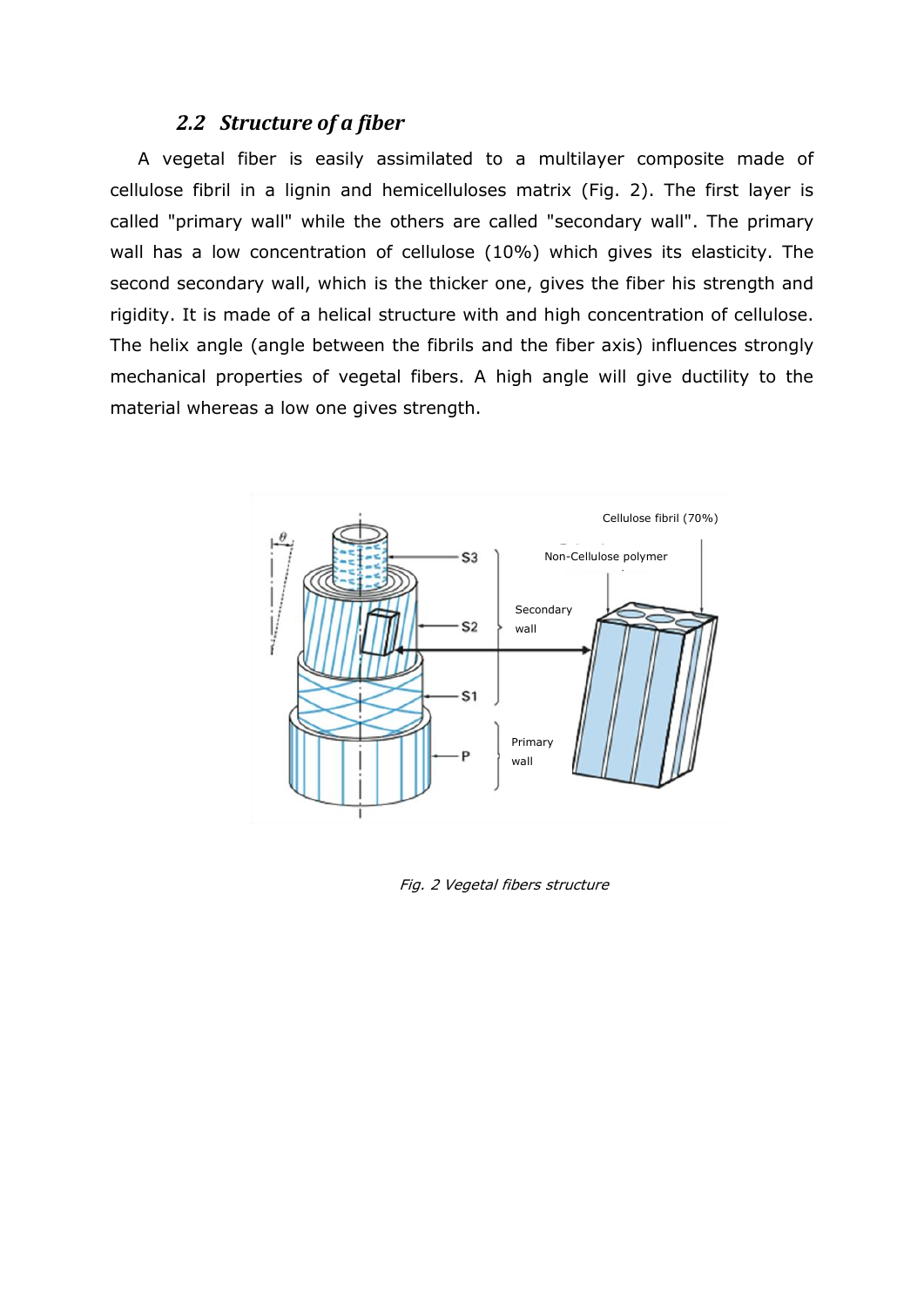### 2.2 Structure of a fiber

A vegetal fiber is easily assimilated to a multilayer composite made of cellulose fibril in a lignin and hemicelluloses matrix (Fig. 2). The first layer is called "primary wall" while the others are called "secondary wall". The primary wall has a low concentration of cellulose (10%) which gives its elasticity. The second secondary wall, which is the thicker one, gives the fiber his strength and rigidity. It is made of a helical structure with and high concentration of cellulose. The helix angle (angle between the fibrils and the fiber axis) influences strongly mechanical properties of vegetal fibers. A high angle will give ductility to the material whereas a low one gives strength.

*Fig. 2 Vegetal fibers structure*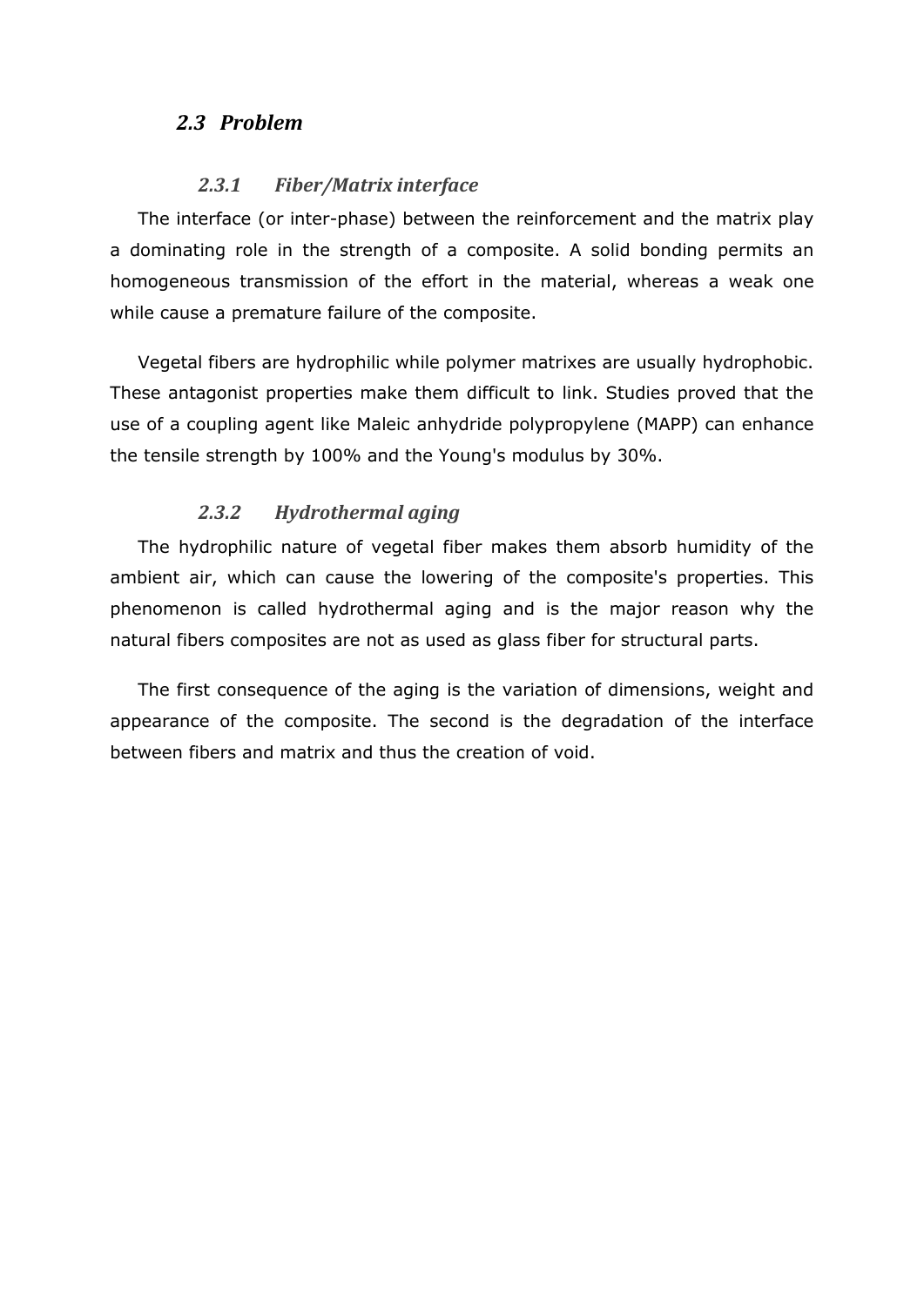## *2.3 Problem*

### *2.3.1 Fiber/Matrix interface*

The interface (or inter-phase) between the reinforcement and the matrix play a dominating role in the strength of a composite. A solid bonding permits an homogeneous transmission of the effort in the material, whereas a weak one while cause a premature failure of the composite.

Vegetal fibers are hydrophilic while polymer matrixes are usually hydrophobic. These antagonist properties make them difficult to link. Studies proved that the use of a coupling agent like Maleic anhydride polypropylene (MAPP) can enhance the tensile strength by 100% and the Young's modulus by 30%.

### *2.3.2 Hydrothermal aging*

The hydrophilic nature of vegetal fiber makes them absorb humidity of the ambient air, which can cause the lowering of the composite's properties. This phenomenon is called hydrothermal aging and is the major reason why the natural fibers composites are not as used as glass fiber for structural parts.

The first consequence of the aging is the variation of dimensions, weight and appearance of the composite. The second is the degradation of the interface between fibers and matrix and thus the creation of void.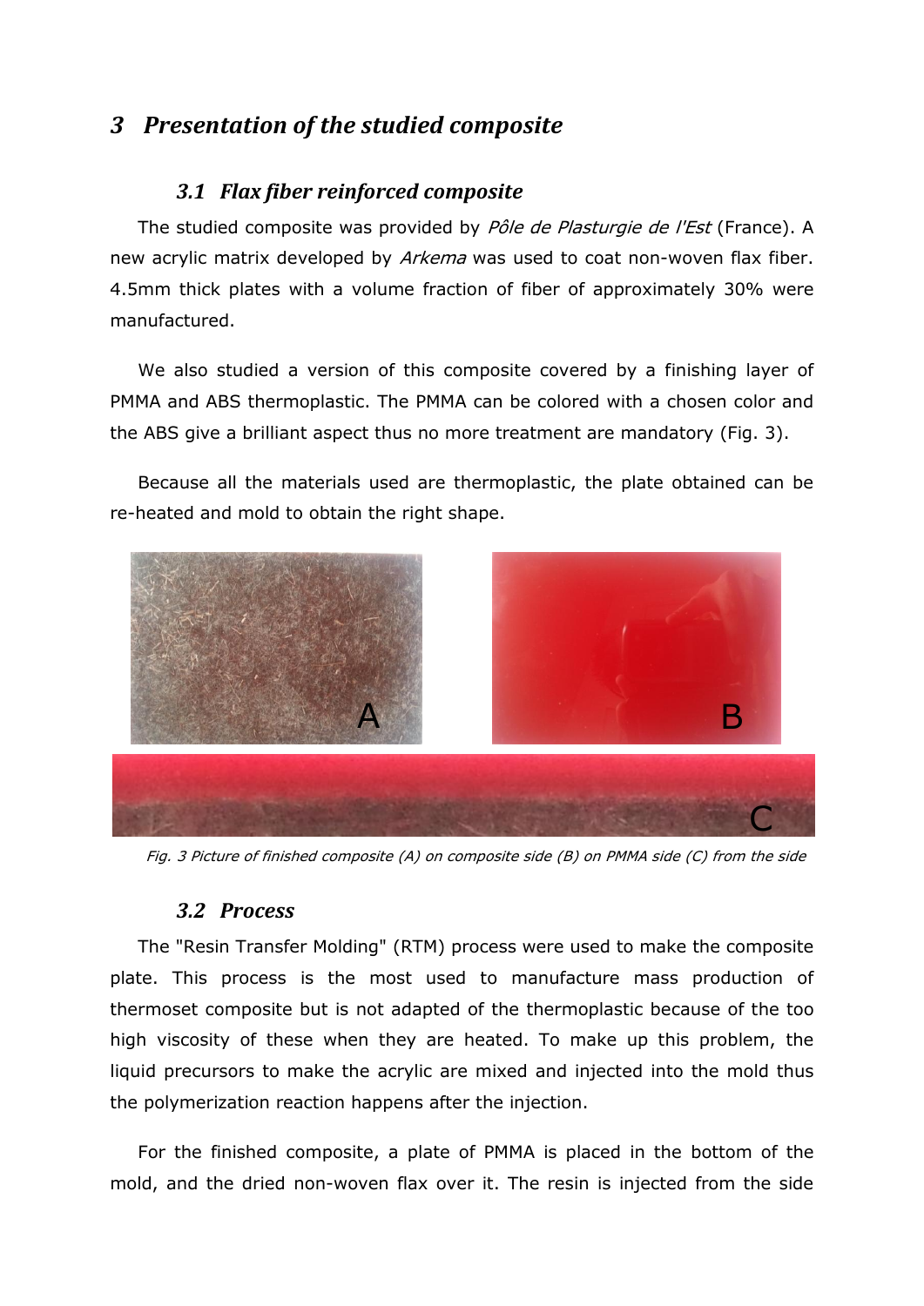# 3 Presentation of the studied composite

## 3.1 Flax fiber reinforced composite

The studied composite was provided by *Pôle de Plasturgie de l'Est* (France). A new acrylic matrix developed by *Arkema* was used to coat non-woven flax fiber. 4.5mm thick plates with a volume fraction of fiber of approximately 30% were manufactured.

We also studied a version of this composite covered by a finishing layer of PMMA and ABS thermoplastic. The PMMA can be colored with a chosen color and the ABS give a brilliant aspect thus no more treatment are mandatory (Fig. 3).

Because all the materials used are thermoplastic, the plate obtained can be re-heated and mold to obtain the right shape.

*Fig. 3 Picture of finished composite (A) on composite side (B) on PMMA side (C) from the side*

## 3.2 Process

The "Resin Transfer Molding" (RTM) process were used to make the composite plate. This process is the most used to manufacture mass production of thermoset composite but is not adapted of the thermoplastic because of the too high viscosity of these when they are heated. To make up this problem, the liquid precursors to make the acrylic are mixed and injected into the mold thus the polymerization reaction happens after the injection.

For the finished composite, a plate of PMMA is placed in the bottom of the mold, and the dried non-woven flax over it. The resin is injected from the side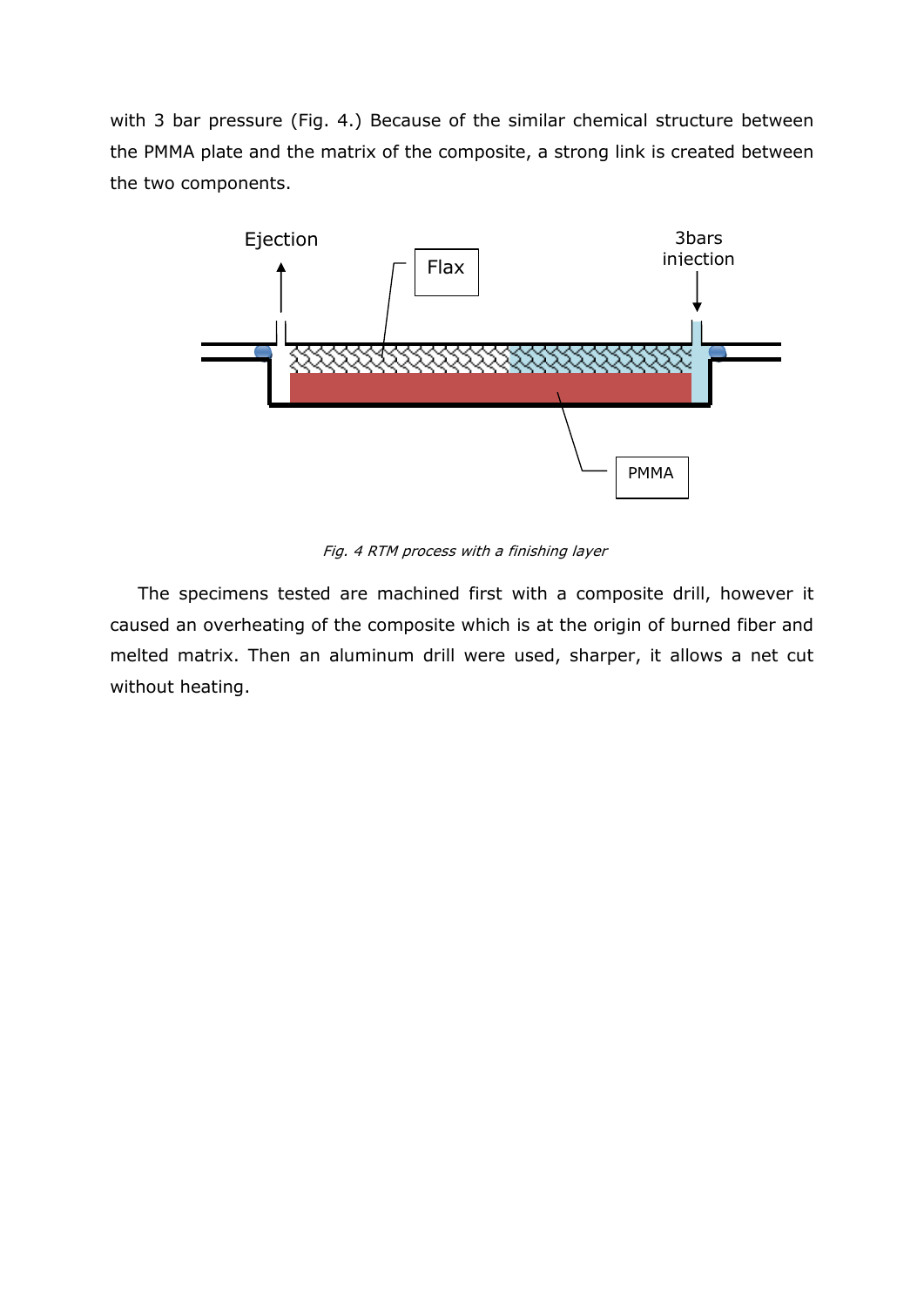with 3 bar pressure (Fig. 4.) Because of the similar chemical structure between the PMMA plate and the matrix of the composite, a strong link is created between the two components.

*Fig. 4 RTM process with a finishing layer*

The specimens tested are machined first with a composite drill, however it caused an overheating of the composite which is at the origin of burned fiber and melted matrix. Then an aluminum drill were used, sharper, it allows a net cut without heating.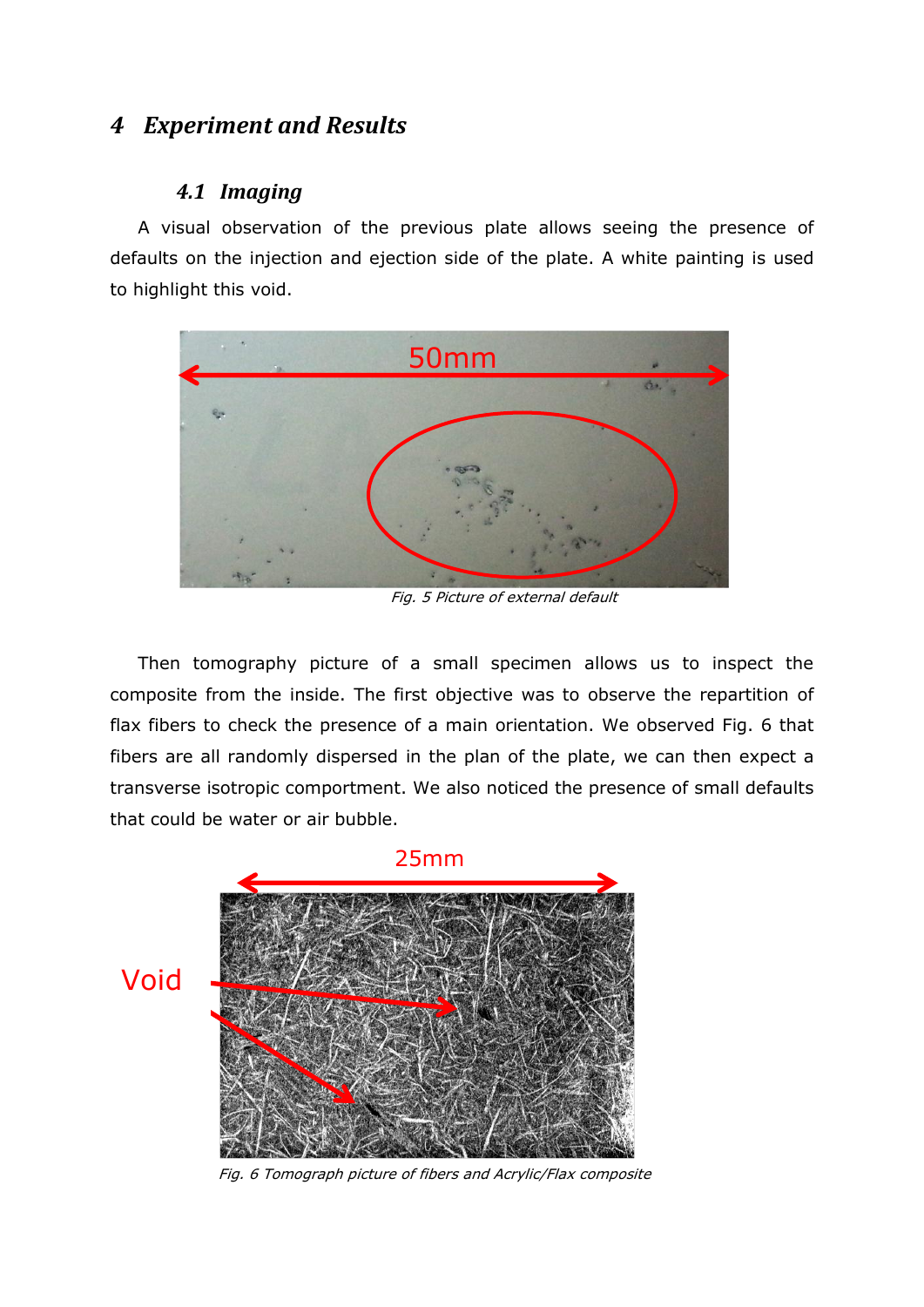# 4 Experiment and Results

## 4.1 Imaging

A visual observation of the previous plate allows seeing the presence of defaults on the injection and ejection side of the plate. A white painting is used to highlight this void.

Fig. 5 Picture of external default

Then tomography picture of a small specimen allows us to inspect the composite from the inside. The first objective was to observe the repartition of flax fibers to check the presence of a main orientation. We observed Fig. 6 that fibers are all randomly dispersed in the plan of the plate, we can then expect a transverse isotropic comportment. We also noticed the presence of small defaults that could be water or air bubble.

Fig. 6 Tomograph picture of fibers and Acrylic/Flax composite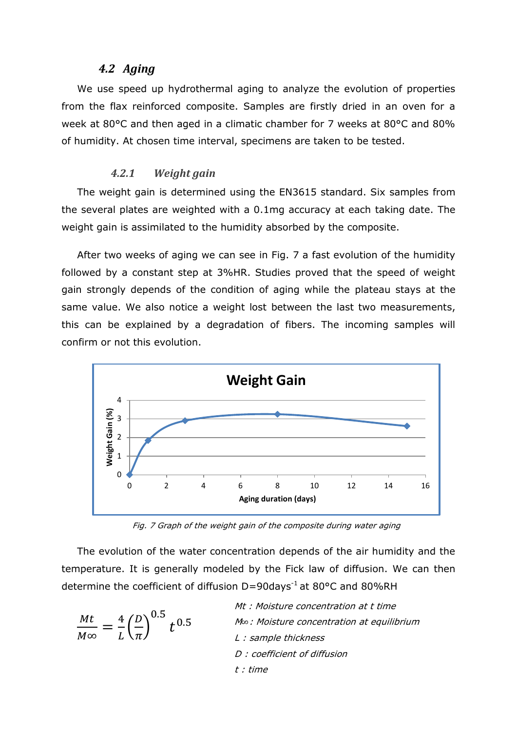### 4.2 Aging

We use speed up hydrothermal aging to analyze the evolution of properties from the flax reinforced composite. Samples are firstly dried in an oven for a week at 80°C and then aged in a climatic chamber for 7 weeks at 80°C and 80% of humidity. At chosen time interval, specimens are taken to be tested.

#### 4.2.1 Weight gain

The weight gain is determined using the EN3615 standard. Six samples from the several plates are weighted with a 0.1mg accuracy at each taking date. The weight gain is assimilated to the humidity absorbed by the composite.

After two weeks of aging we can see in Fig. 7 a fast evolution of the humidity followed by a constant step at 3%HR. Studies proved that the speed of weight gain strongly depends of the condition of aging while the plateau stays at the same value. We also notice a weight lost between the last two measurements, this can be explained by a degradation of fibers. The incoming samples will confirm or not this evolution.

*Fig. 7 Graph of the weight gain of the composite during water aging*

The evolution of the water concentration depends of the air humidity and the temperature. It is generally modeled by the Fick law of diffusion. We can then determine the coefficient of diffusion D=90days$^{-1}$ at 80°C and 80%RH

$$\frac{Mt}{M\infty} = \frac{4}{L}\left(\frac{D}{\pi}\right)^{0.5} t^{0.5}$$

*Mt : Moisture concentration at t time*

*M∞ : Moisture concentration at equilibrium*

*L : sample thickness*

*D : coefficient of diffusion*

*t : time*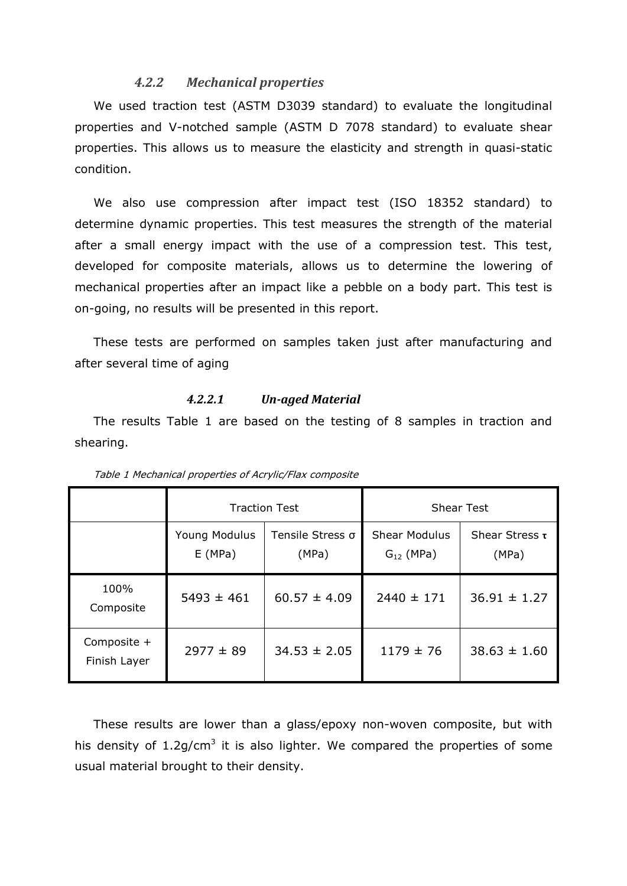#### 4.2.2 Mechanical properties

We used traction test (ASTM D3039 standard) to evaluate the longitudinal properties and V-notched sample (ASTM D 7078 standard) to evaluate shear properties. This allows us to measure the elasticity and strength in quasi-static condition.

We also use compression after impact test (ISO 18352 standard) to determine dynamic properties. This test measures the strength of the material after a small energy impact with the use of a compression test. This test, developed for composite materials, allows us to determine the lowering of mechanical properties after an impact like a pebble on a body part. This test is on-going, no results will be presented in this report.

These tests are performed on samples taken just after manufacturing and after several time of aging

##### 4.2.2.1 Un-aged Material

The results Table 1 are based on the testing of 8 samples in traction and shearing.

*Table 1 Mechanical properties of Acrylic/Flax composite*

| | Traction Test | | Shear Test | |
|---|---|---|---|---|
| | Young Modulus E (MPa) | Tensile Stress σ (MPa) | Shear Modulus $G_{12}$ (MPa) | Shear Stress τ (MPa) |
| 100% Composite | 5493 ± 461 | 60.57 ± 4.09 | 2440 ± 171 | 36.91 ± 1.27 |
| Composite + Finish Layer | 2977 ± 89 | 34.53 ± 2.05 | 1179 ± 76 | 38.63 ± 1.60 |

These results are lower than a glass/epoxy non-woven composite, but with his density of 1.2g/cm$^3$ it is also lighter. We compared the properties of some usual material brought to their density.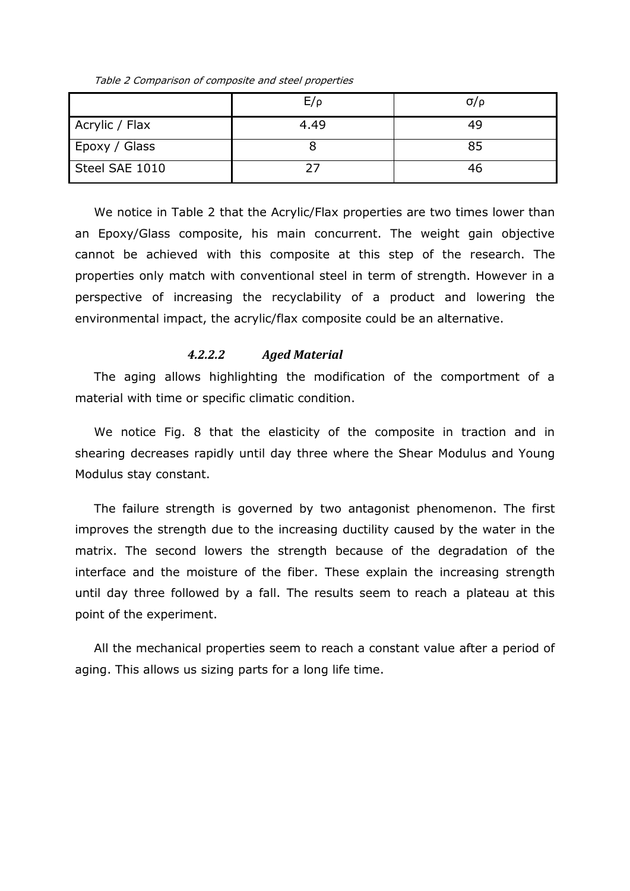*Table 2 Comparison of composite and steel properties*

| | $E/\rho$ | $\sigma/\rho$ |
|---|---|---|
| Acrylic / Flax | 4.49 | 49 |
| Epoxy / Glass | 8 | 85 |
| Steel SAE 1010 | 27 | 46 |

We notice in Table 2 that the Acrylic/Flax properties are two times lower than an Epoxy/Glass composite, his main concurrent. The weight gain objective cannot be achieved with this composite at this step of the research. The properties only match with conventional steel in term of strength. However in a perspective of increasing the recyclability of a product and lowering the environmental impact, the acrylic/flax composite could be an alternative.

#### *4.2.2.2 Aged Material*

The aging allows highlighting the modification of the comportment of a material with time or specific climatic condition.

We notice Fig. 8 that the elasticity of the composite in traction and in shearing decreases rapidly until day three where the Shear Modulus and Young Modulus stay constant.

The failure strength is governed by two antagonist phenomenon. The first improves the strength due to the increasing ductility caused by the water in the matrix. The second lowers the strength because of the degradation of the interface and the moisture of the fiber. These explain the increasing strength until day three followed by a fall. The results seem to reach a plateau at this point of the experiment.

All the mechanical properties seem to reach a constant value after a period of aging. This allows us sizing parts for a long life time.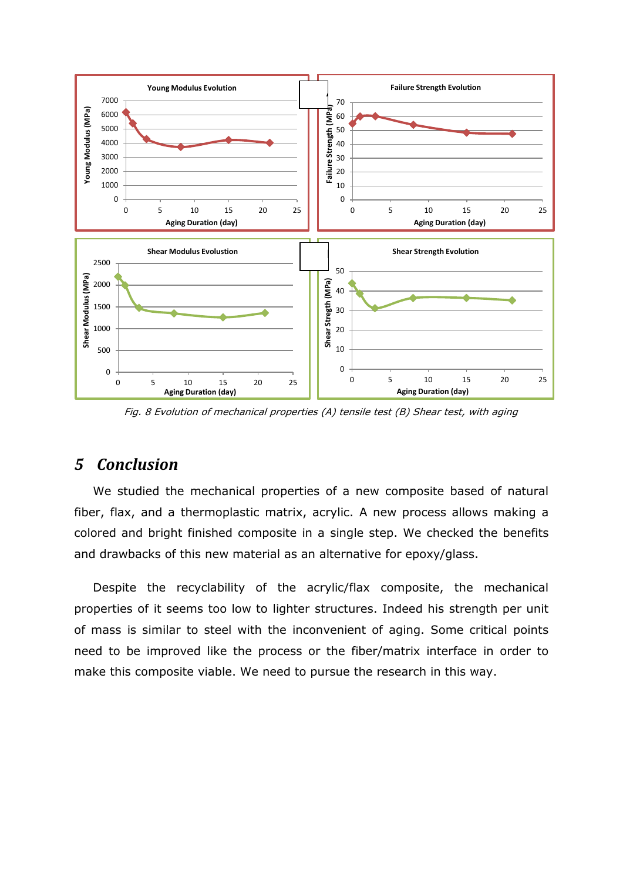Young Modulus Evolution

Young Modulus (MPa)

7000
6000
5000
4000
3000
2000
1000
0

0 5 10 15 20 25

Aging Duration (day)

Failure Strength Evolution

Failure Strength (MPa)

70
60
50
40
30
20
10
0

0 5 10 15 20 25

Aging Duration (day)

Shear Modulus Evolustion

Shear Modulus (MPa)

2500
2000
1500
1000
500
0

0 5 10 15 20 25

Aging Duration (day)

Shear Strength Evolution

Shear Stregth (MPa)

50
40
30
20
10
0

0 5 10 15 20 25

Aging Duration (day)

*Fig. 8 Evolution of mechanical properties (A) tensile test (B) Shear test, with aging*

## 5 Conclusion

We studied the mechanical properties of a new composite based of natural fiber, flax, and a thermoplastic matrix, acrylic. A new process allows making a colored and bright finished composite in a single step. We checked the benefits and drawbacks of this new material as an alternative for epoxy/glass.

Despite the recyclability of the acrylic/flax composite, the mechanical properties of it seems too low to lighter structures. Indeed his strength per unit of mass is similar to steel with the inconvenient of aging. Some critical points need to be improved like the process or the fiber/matrix interface in order to make this composite viable. We need to pursue the research in this way.